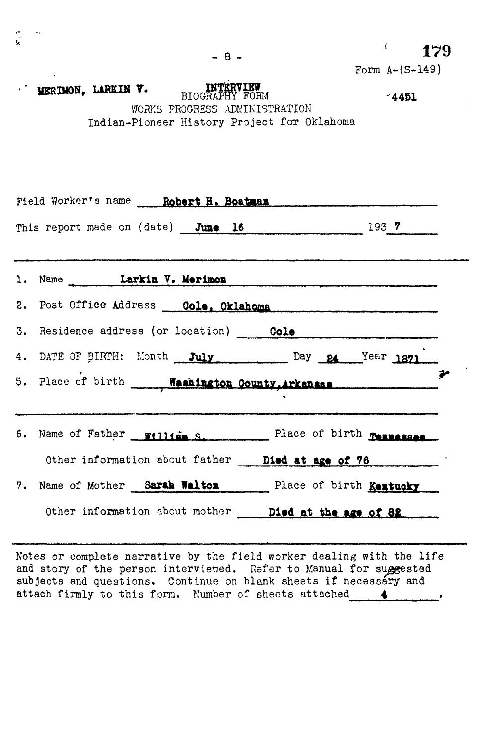Form A-(S-149)

MERIMON, LARKIN V.

INTERVIEW
BIOGRAPHY FORM
WORKS PROGRESS ADMINISTRATION
Indian-Pioneer History Project for Oklahoma

4451

Field Worker's name **Robert H. Boatman**

This report made on (date) **June 16** 193 **7**

---

1. Name **Larkin V. Merimon**
2. Post Office Address **Cole, Oklahoma**
3. Residence address (or location) **Cole**
4. DATE OF BIRTH: Month **July** Day **24** Year **1871**
5. Place of birth **Washington County, Arkansas**

---

6. Name of Father **William S.** Place of birth **Tennessee**

   Other information about father **Died at age of 76**

7. Name of Mother **Sarah Walton** Place of birth **Kentucky**

   Other information about mother **Died at the age of 82**

---

Notes or complete narrative by the field worker dealing with the life and story of the person interviewed. Refer to Manual for suggested subjects and questions. Continue on blank sheets if necessary and attach firmly to this form. Number of sheets attached **4**.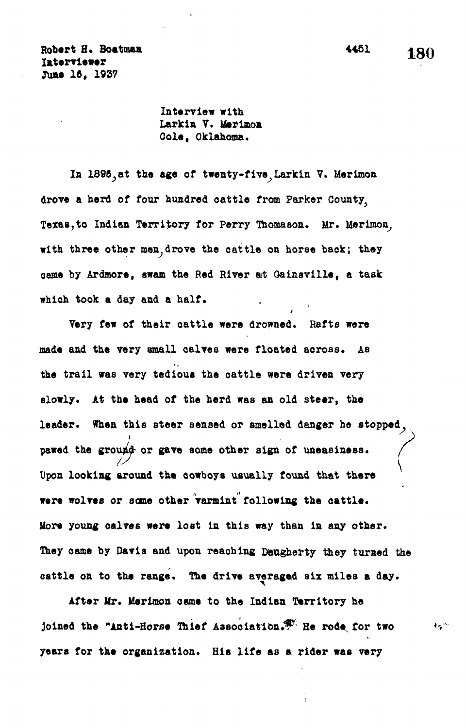Robert H. Boatman
Interviewer
June 16, 1937

Interview with
Larkin V. Merimon
Cole, Oklahoma.

In 1896, at the age of twenty-five, Larkin V. Merimon drove a herd of four hundred cattle from Parker County, Texas, to Indian Territory for Perry Thomason. Mr. Merimon, with three other men, drove the cattle on horse back; they came by Ardmore, swam the Red River at Gainsville, a task which took a day and a half.

Very few of their cattle were drowned. Rafts were made and the very small calves were floated across. As the trail was very tedious the cattle were driven very slowly. At the head of the herd was an old steer, the leader. When this steer sensed or smelled danger he stopped, pawed the ground or gave some other sign of uneasiness. Upon looking around the cowboys usually found that there were wolves or some other "varmint" following the cattle. More young calves were lost in this way than in any other. They came by Davis and upon reaching Daugherty they turned the cattle on to the range. The drive averaged six miles a day.

After Mr. Merimon came to the Indian Territory he joined the "Anti-Horse Thief Association." He rode for two years for the organization. His life as a rider was very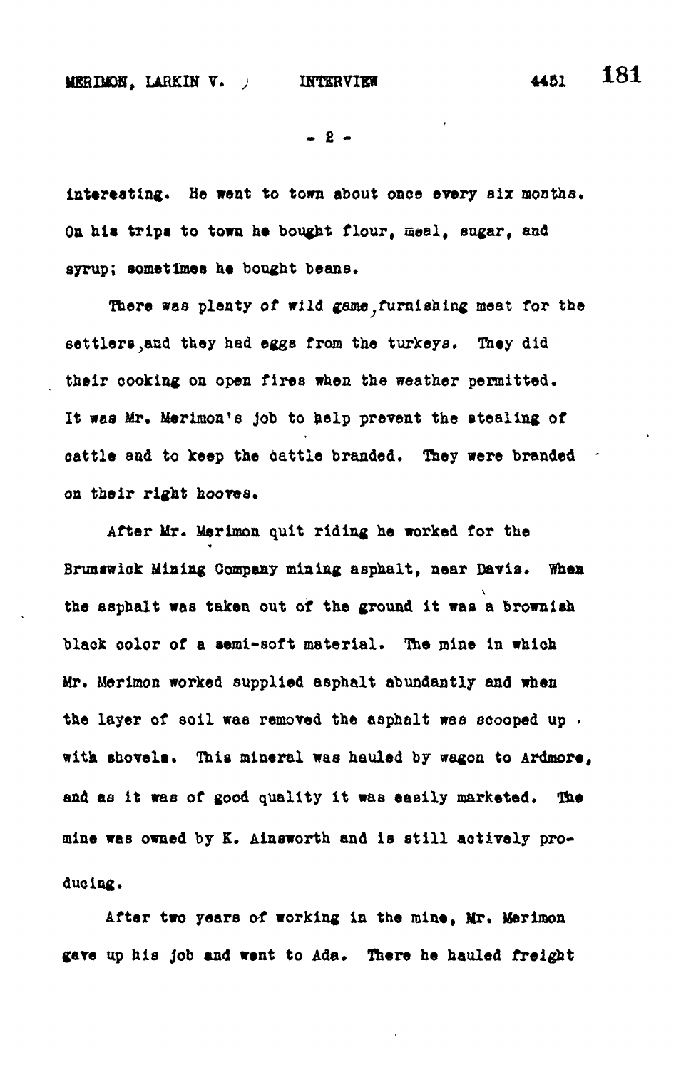interesting. He went to town about once every six months. On his trips to town he bought flour, meal, sugar, and syrup; sometimes he bought beans.

There was plenty of wild game, furnishing meat for the settlers, and they had eggs from the turkeys. They did their cooking on open fires when the weather permitted. It was Mr. Merimon's job to help prevent the stealing of cattle and to keep the cattle branded. They were branded on their right hooves.

After Mr. Merimon quit riding he worked for the Brunswick Mining Company mining asphalt, near Davis. When the asphalt was taken out of the ground it was a brownish black color of a semi-soft material. The mine in which Mr. Merimon worked supplied asphalt abundantly and when the layer of soil was removed the asphalt was scooped up with shovels. This mineral was hauled by wagon to Ardmore, and as it was of good quality it was easily marketed. The mine was owned by K. Ainsworth and is still actively producing.

After two years of working in the mine, Mr. Merimon gave up his job and went to Ada. There he hauled freight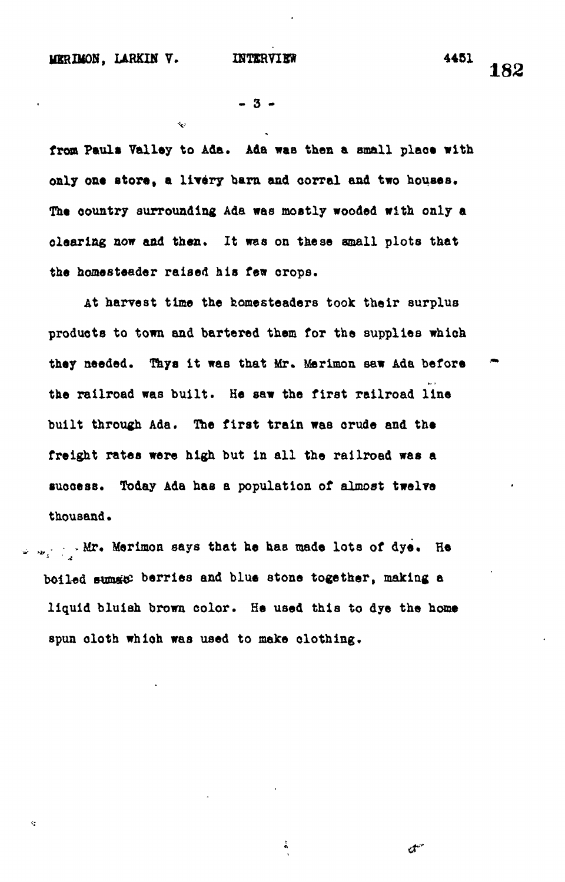from Pauls Valley to Ada. Ada was then a small place with only one store, a livery barn and corral and two houses. The country surrounding Ada was mostly wooded with only a clearing now and then. It was on these small plots that the homesteader raised his few crops.

At harvest time the homesteaders took their surplus products to town and bartered them for the supplies which they needed. Thys it was that Mr. Merimon saw Ada before the railroad was built. He saw the first railroad line built through Ada. The first train was crude and the freight rates were high but in all the railroad was a success. Today Ada has a population of almost twelve thousand.

Mr. Merimon says that he has made lots of dye. He boiled sumac berries and blue stone together, making a liquid bluish brown color. He used this to dye the home spun cloth which was used to make clothing.